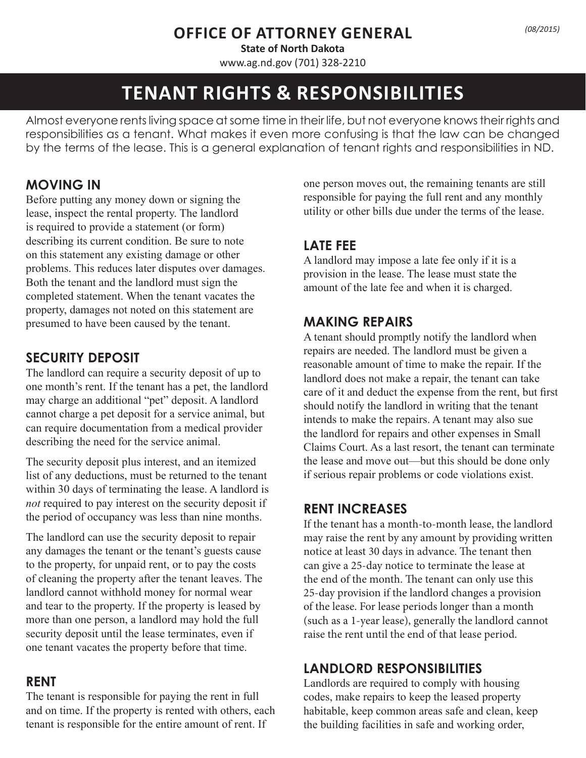**OFFICE OF ATTORNEY GENERAL**

**State of North Dakota**

www.ag.nd.gov (701) 328-2210

*(08/2015)*

# TENANT RIGHTS & RESPONSIBILITIES

Almost everyone rents living space at some time in their life, but not everyone knows their rights and responsibilities as a tenant. What makes it even more confusing is that the law can be changed by the terms of the lease. This is a general explanation of tenant rights and responsibilities in ND.

## MOVING IN

Before putting any money down or signing the lease, inspect the rental property. The landlord is required to provide a statement (or form) describing its current condition. Be sure to note on this statement any existing damage or other problems. This reduces later disputes over damages. Both the tenant and the landlord must sign the completed statement. When the tenant vacates the property, damages not noted on this statement are presumed to have been caused by the tenant.

## SECURITY DEPOSIT

The landlord can require a security deposit of up to one month's rent. If the tenant has a pet, the landlord may charge an additional "pet" deposit. A landlord cannot charge a pet deposit for a service animal, but can require documentation from a medical provider describing the need for the service animal.

The security deposit plus interest, and an itemized list of any deductions, must be returned to the tenant within 30 days of terminating the lease. A landlord is *not* required to pay interest on the security deposit if the period of occupancy was less than nine months.

The landlord can use the security deposit to repair any damages the tenant or the tenant's guests cause to the property, for unpaid rent, or to pay the costs of cleaning the property after the tenant leaves. The landlord cannot withhold money for normal wear and tear to the property. If the property is leased by more than one person, a landlord may hold the full security deposit until the lease terminates, even if one tenant vacates the property before that time.

## RENT

The tenant is responsible for paying the rent in full and on time. If the property is rented with others, each tenant is responsible for the entire amount of rent. If one person moves out, the remaining tenants are still responsible for paying the full rent and any monthly utility or other bills due under the terms of the lease.

## LATE FEE

A landlord may impose a late fee only if it is a provision in the lease. The lease must state the amount of the late fee and when it is charged.

## MAKING REPAIRS

A tenant should promptly notify the landlord when repairs are needed. The landlord must be given a reasonable amount of time to make the repair. If the landlord does not make a repair, the tenant can take care of it and deduct the expense from the rent, but first should notify the landlord in writing that the tenant intends to make the repairs. A tenant may also sue the landlord for repairs and other expenses in Small Claims Court. As a last resort, the tenant can terminate the lease and move out—but this should be done only if serious repair problems or code violations exist.

## RENT INCREASES

If the tenant has a month-to-month lease, the landlord may raise the rent by any amount by providing written notice at least 30 days in advance. The tenant then can give a 25-day notice to terminate the lease at the end of the month. The tenant can only use this 25-day provision if the landlord changes a provision of the lease. For lease periods longer than a month (such as a 1-year lease), generally the landlord cannot raise the rent until the end of that lease period.

## LANDLORD RESPONSIBILITIES

Landlords are required to comply with housing codes, make repairs to keep the leased property habitable, keep common areas safe and clean, keep the building facilities in safe and working order,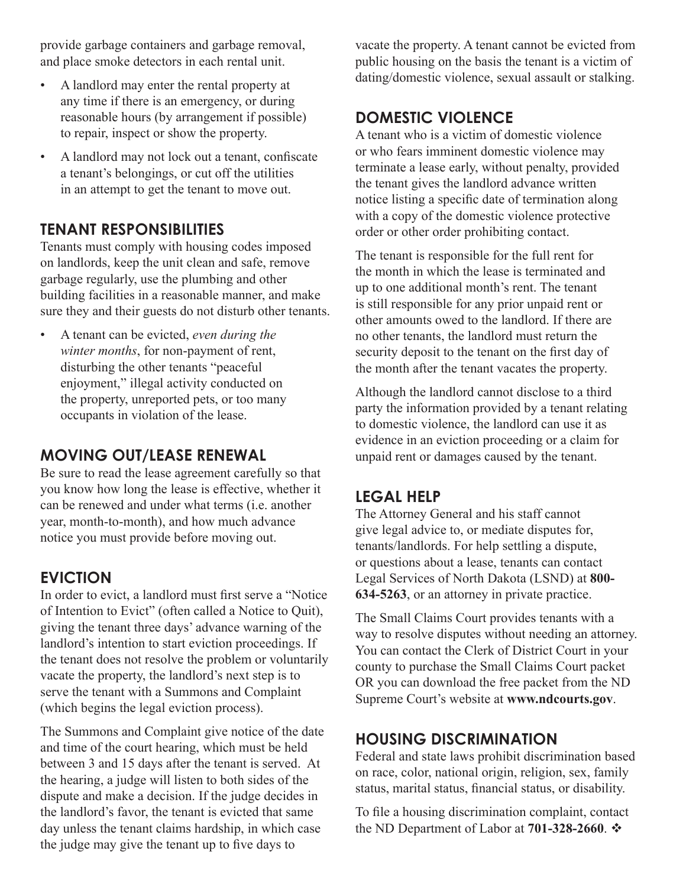provide garbage containers and garbage removal, and place smoke detectors in each rental unit.

- A landlord may enter the rental property at any time if there is an emergency, or during reasonable hours (by arrangement if possible) to repair, inspect or show the property.
- A landlord may not lock out a tenant, confiscate a tenant's belongings, or cut off the utilities in an attempt to get the tenant to move out.

## TENANT RESPONSIBILITIES

Tenants must comply with housing codes imposed on landlords, keep the unit clean and safe, remove garbage regularly, use the plumbing and other building facilities in a reasonable manner, and make sure they and their guests do not disturb other tenants.

- A tenant can be evicted, *even during the winter months*, for non-payment of rent, disturbing the other tenants "peaceful enjoyment," illegal activity conducted on the property, unreported pets, or too many occupants in violation of the lease.

## MOVING OUT/LEASE RENEWAL

Be sure to read the lease agreement carefully so that you know how long the lease is effective, whether it can be renewed and under what terms (i.e. another year, month-to-month), and how much advance notice you must provide before moving out.

## EVICTION

In order to evict, a landlord must first serve a "Notice of Intention to Evict" (often called a Notice to Quit), giving the tenant three days' advance warning of the landlord's intention to start eviction proceedings. If the tenant does not resolve the problem or voluntarily vacate the property, the landlord's next step is to serve the tenant with a Summons and Complaint (which begins the legal eviction process).

The Summons and Complaint give notice of the date and time of the court hearing, which must be held between 3 and 15 days after the tenant is served. At the hearing, a judge will listen to both sides of the dispute and make a decision. If the judge decides in the landlord's favor, the tenant is evicted that same day unless the tenant claims hardship, in which case the judge may give the tenant up to five days to vacate the property. A tenant cannot be evicted from public housing on the basis the tenant is a victim of dating/domestic violence, sexual assault or stalking.

## DOMESTIC VIOLENCE

A tenant who is a victim of domestic violence or who fears imminent domestic violence may terminate a lease early, without penalty, provided the tenant gives the landlord advance written notice listing a specific date of termination along with a copy of the domestic violence protective order or other order prohibiting contact.

The tenant is responsible for the full rent for the month in which the lease is terminated and up to one additional month's rent. The tenant is still responsible for any prior unpaid rent or other amounts owed to the landlord. If there are no other tenants, the landlord must return the security deposit to the tenant on the first day of the month after the tenant vacates the property.

Although the landlord cannot disclose to a third party the information provided by a tenant relating to domestic violence, the landlord can use it as evidence in an eviction proceeding or a claim for unpaid rent or damages caused by the tenant.

## LEGAL HELP

The Attorney General and his staff cannot give legal advice to, or mediate disputes for, tenants/landlords. For help settling a dispute, or questions about a lease, tenants can contact Legal Services of North Dakota (LSND) at **800-634-5263**, or an attorney in private practice.

The Small Claims Court provides tenants with a way to resolve disputes without needing an attorney. You can contact the Clerk of District Court in your county to purchase the Small Claims Court packet OR you can download the free packet from the ND Supreme Court's website at **www.ndcourts.gov**.

## HOUSING DISCRIMINATION

Federal and state laws prohibit discrimination based on race, color, national origin, religion, sex, family status, marital status, financial status, or disability.

To file a housing discrimination complaint, contact the ND Department of Labor at **701-328-2660**. ❖